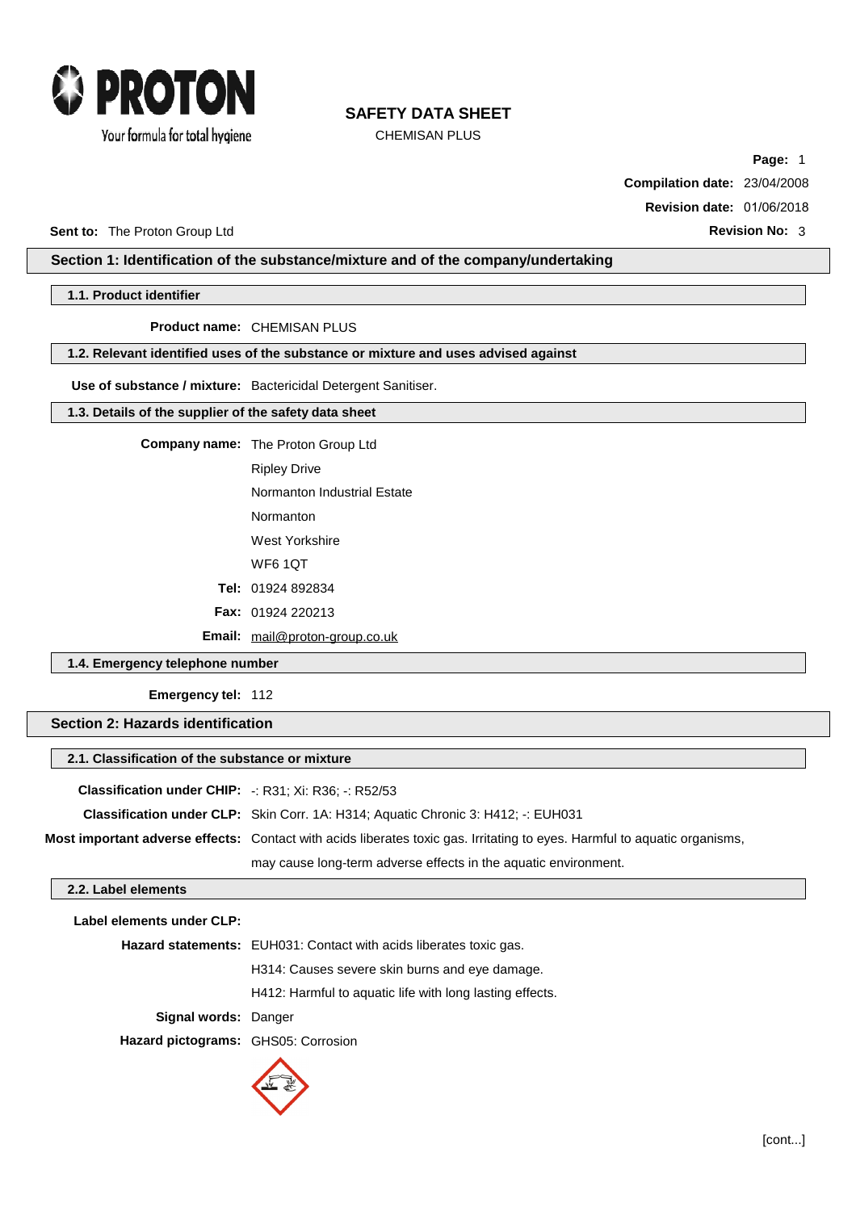PROTON

Your formula for total hygiene

# SAFETY DATA SHEET

CHEMISAN PLUS

**Compilation date:** 23/04/2008

**Revision date:** 01/06/2018

**Sent to:** The Proton Group Ltd

**Revision No:** 3

## Section 1: Identification of the substance/mixture and of the company/undertaking

### 1.1. Product identifier

**Product name:** CHEMISAN PLUS

### 1.2. Relevant identified uses of the substance or mixture and uses advised against

**Use of substance / mixture:** Bactericidal Detergent Sanitiser.

### 1.3. Details of the supplier of the safety data sheet

**Company name:** The Proton Group Ltd
Ripley Drive
Normanton Industrial Estate
Normanton
West Yorkshire
WF6 1QT

**Tel:** 01924 892834

**Fax:** 01924 220213

**Email:** mail@proton-group.co.uk

### 1.4. Emergency telephone number

**Emergency tel:** 112

## Section 2: Hazards identification

### 2.1. Classification of the substance or mixture

**Classification under CHIP:** -: R31; Xi: R36; -: R52/53

**Classification under CLP:** Skin Corr. 1A: H314; Aquatic Chronic 3: H412; -: EUH031

**Most important adverse effects:** Contact with acids liberates toxic gas. Irritating to eyes. Harmful to aquatic organisms, may cause long-term adverse effects in the aquatic environment.

### 2.2. Label elements

**Label elements under CLP:**

**Hazard statements:** EUH031: Contact with acids liberates toxic gas.
H314: Causes severe skin burns and eye damage.
H412: Harmful to aquatic life with long lasting effects.

**Signal words:** Danger

**Hazard pictograms:** GHS05: Corrosion

[cont...]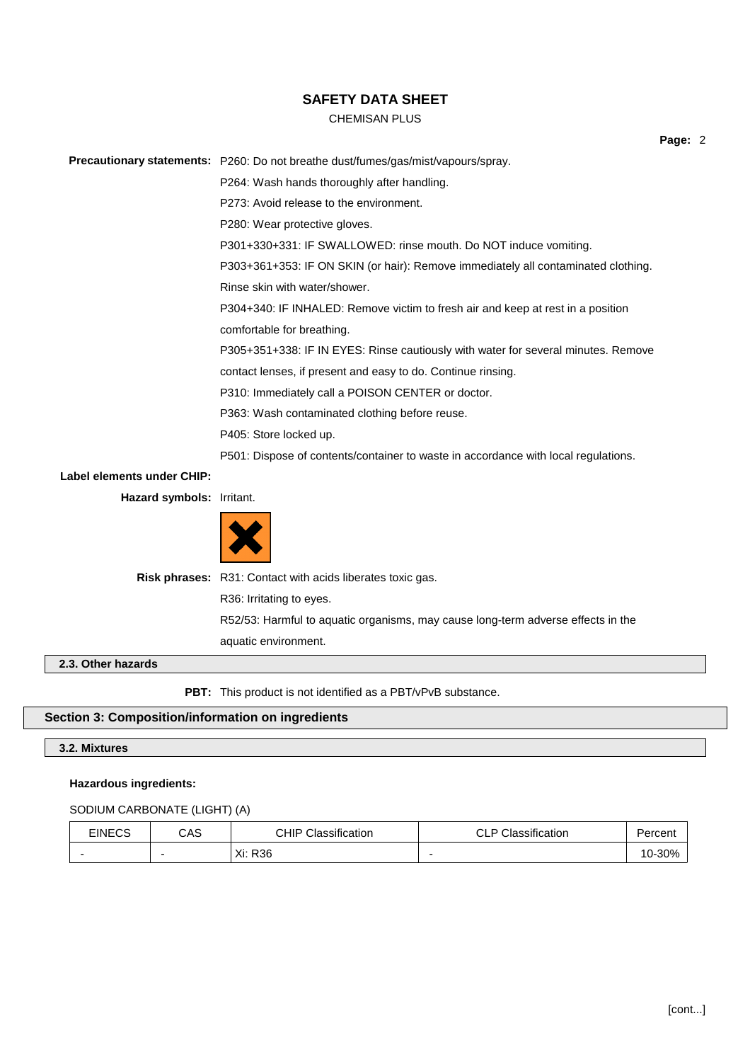**Precautionary statements:** P260: Do not breathe dust/fumes/gas/mist/vapours/spray.

P264: Wash hands thoroughly after handling.

P273: Avoid release to the environment.

P280: Wear protective gloves.

P301+330+331: IF SWALLOWED: rinse mouth. Do NOT induce vomiting.

P303+361+353: IF ON SKIN (or hair): Remove immediately all contaminated clothing. Rinse skin with water/shower.

P304+340: IF INHALED: Remove victim to fresh air and keep at rest in a position comfortable for breathing.

P305+351+338: IF IN EYES: Rinse cautiously with water for several minutes. Remove contact lenses, if present and easy to do. Continue rinsing.

P310: Immediately call a POISON CENTER or doctor.

P363: Wash contaminated clothing before reuse.

P405: Store locked up.

P501: Dispose of contents/container to waste in accordance with local regulations.

**Label elements under CHIP:**

**Hazard symbols:** Irritant.

**Risk phrases:** R31: Contact with acids liberates toxic gas.

R36: Irritating to eyes.

R52/53: Harmful to aquatic organisms, may cause long-term adverse effects in the aquatic environment.

### 2.3. Other hazards

**PBT:** This product is not identified as a PBT/vPvB substance.

## Section 3: Composition/information on ingredients

### 3.2. Mixtures

**Hazardous ingredients:**

SODIUM CARBONATE (LIGHT) (A)

| EINECS | CAS | CHIP Classification | CLP Classification | Percent |
|---|---|---|---|---|
| - | - | Xi: R36 | - | 10-30% |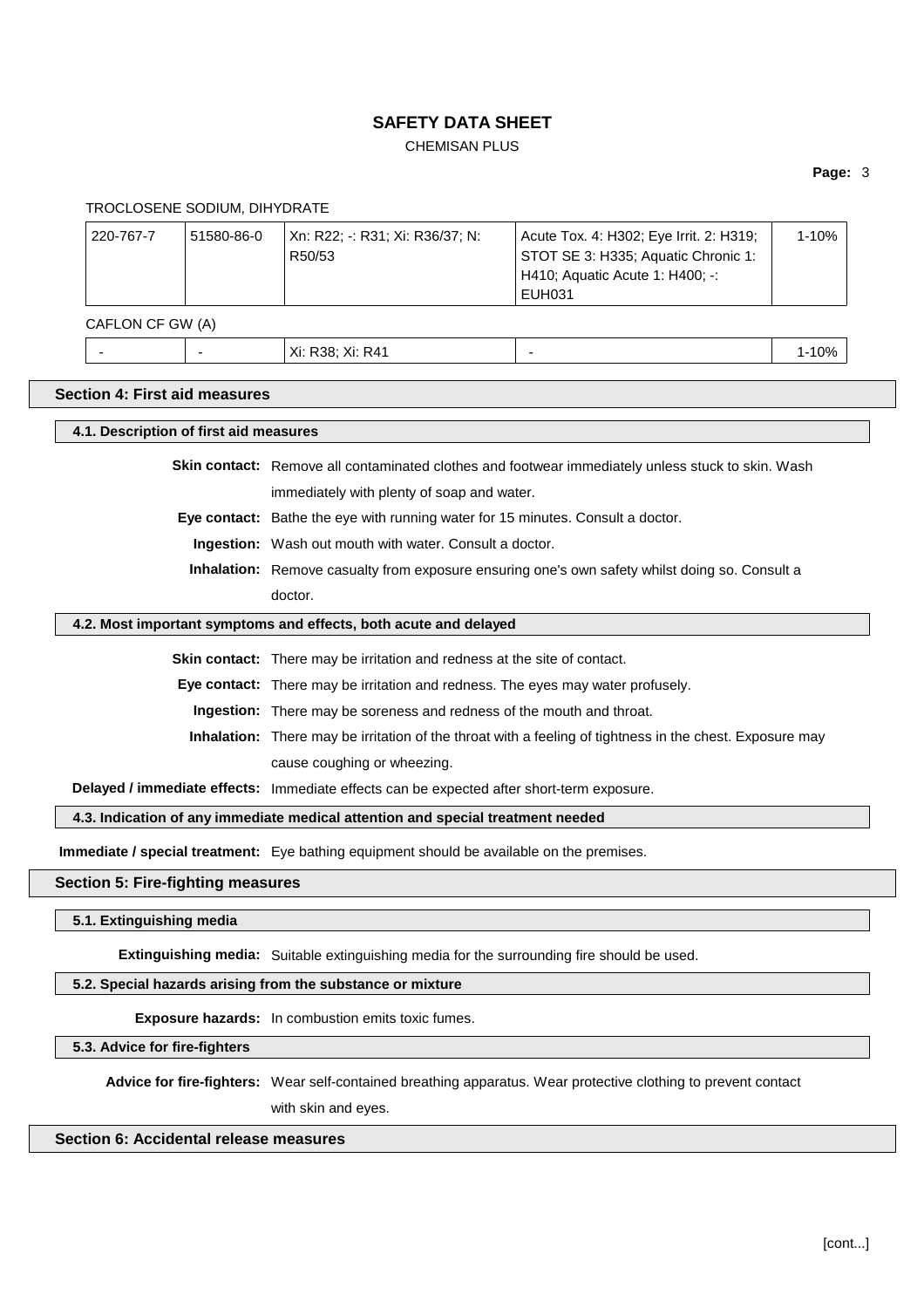TROCLOSENE SODIUM, DIHYDRATE

| 220-767-7 | 51580-86-0 | Xn: R22; -: R31; Xi: R36/37; N: R50/53 | Acute Tox. 4: H302; Eye Irrit. 2: H319; STOT SE 3: H335; Aquatic Chronic 1: H410; Aquatic Acute 1: H400; -: EUH031 | 1-10% |
|---|---|---|---|---|

CAFLON CF GW (A)

| - | - | Xi: R38; Xi: R41 | - | 1-10% |
|---|---|---|---|---|

## Section 4: First aid measures

### 4.1. Description of first aid measures

**Skin contact:** Remove all contaminated clothes and footwear immediately unless stuck to skin. Wash immediately with plenty of soap and water.

**Eye contact:** Bathe the eye with running water for 15 minutes. Consult a doctor.

**Ingestion:** Wash out mouth with water. Consult a doctor.

**Inhalation:** Remove casualty from exposure ensuring one's own safety whilst doing so. Consult a doctor.

### 4.2. Most important symptoms and effects, both acute and delayed

**Skin contact:** There may be irritation and redness at the site of contact.

**Eye contact:** There may be irritation and redness. The eyes may water profusely.

**Ingestion:** There may be soreness and redness of the mouth and throat.

**Inhalation:** There may be irritation of the throat with a feeling of tightness in the chest. Exposure may cause coughing or wheezing.

**Delayed / immediate effects:** Immediate effects can be expected after short-term exposure.

### 4.3. Indication of any immediate medical attention and special treatment needed

**Immediate / special treatment:** Eye bathing equipment should be available on the premises.

## Section 5: Fire-fighting measures

### 5.1. Extinguishing media

**Extinguishing media:** Suitable extinguishing media for the surrounding fire should be used.

### 5.2. Special hazards arising from the substance or mixture

**Exposure hazards:** In combustion emits toxic fumes.

### 5.3. Advice for fire-fighters

**Advice for fire-fighters:** Wear self-contained breathing apparatus. Wear protective clothing to prevent contact with skin and eyes.

## Section 6: Accidental release measures

[cont...]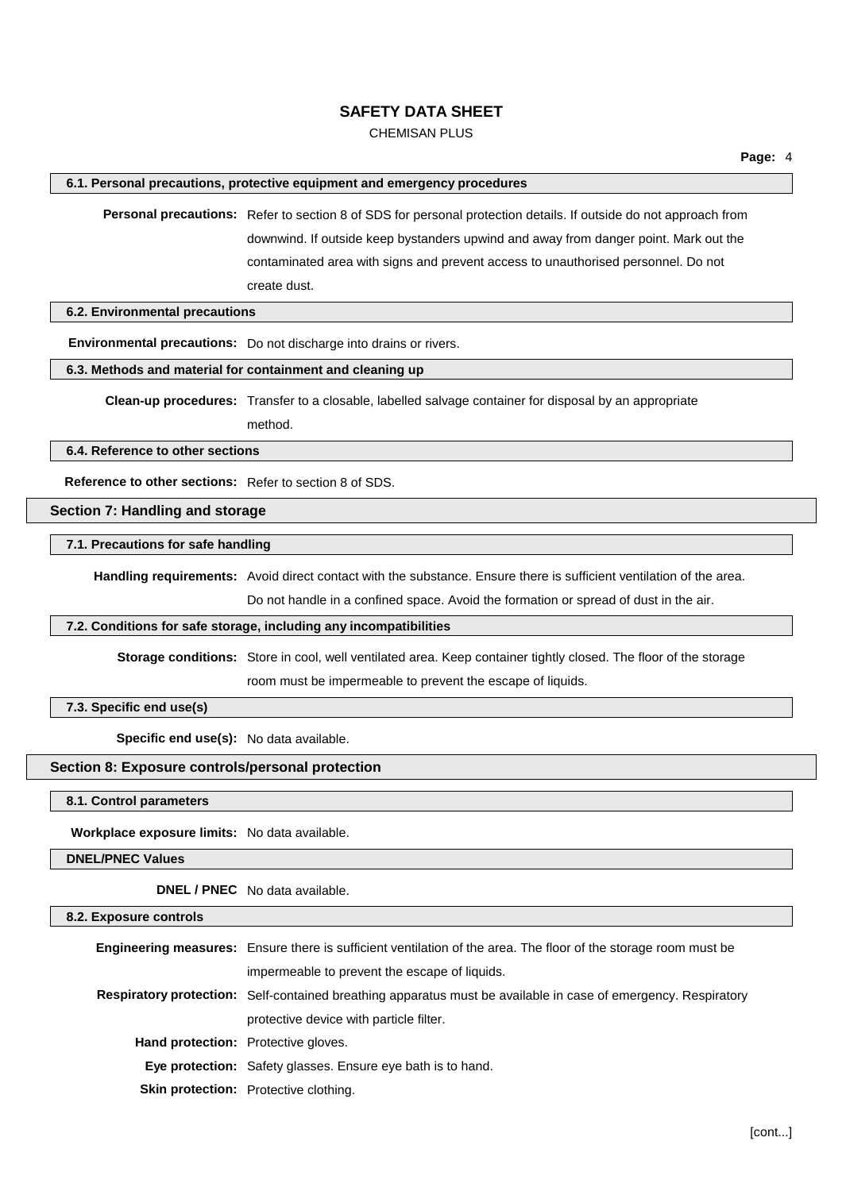### 6.1. Personal precautions, protective equipment and emergency procedures

**Personal precautions:** Refer to section 8 of SDS for personal protection details. If outside do not approach from downwind. If outside keep bystanders upwind and away from danger point. Mark out the contaminated area with signs and prevent access to unauthorised personnel. Do not create dust.

### 6.2. Environmental precautions

**Environmental precautions:** Do not discharge into drains or rivers.

### 6.3. Methods and material for containment and cleaning up

**Clean-up procedures:** Transfer to a closable, labelled salvage container for disposal by an appropriate method.

### 6.4. Reference to other sections

**Reference to other sections:** Refer to section 8 of SDS.

## Section 7: Handling and storage

### 7.1. Precautions for safe handling

**Handling requirements:** Avoid direct contact with the substance. Ensure there is sufficient ventilation of the area. Do not handle in a confined space. Avoid the formation or spread of dust in the air.

### 7.2. Conditions for safe storage, including any incompatibilities

**Storage conditions:** Store in cool, well ventilated area. Keep container tightly closed. The floor of the storage room must be impermeable to prevent the escape of liquids.

### 7.3. Specific end use(s)

**Specific end use(s):** No data available.

## Section 8: Exposure controls/personal protection

### 8.1. Control parameters

**Workplace exposure limits:** No data available.

### DNEL/PNEC Values

**DNEL / PNEC** No data available.

### 8.2. Exposure controls

**Engineering measures:** Ensure there is sufficient ventilation of the area. The floor of the storage room must be impermeable to prevent the escape of liquids.

**Respiratory protection:** Self-contained breathing apparatus must be available in case of emergency. Respiratory protective device with particle filter.

**Hand protection:** Protective gloves.

**Eye protection:** Safety glasses. Ensure eye bath is to hand.

**Skin protection:** Protective clothing.

[cont...]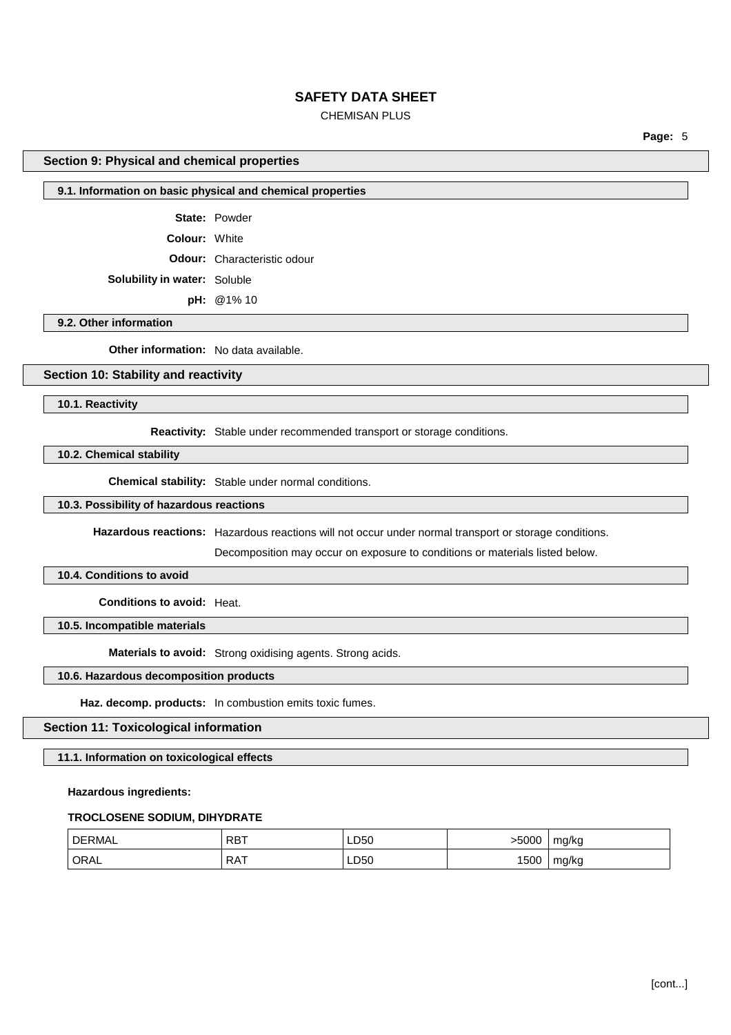## Section 9: Physical and chemical properties

### 9.1. Information on basic physical and chemical properties

**State:** Powder

**Colour:** White

**Odour:** Characteristic odour

**Solubility in water:** Soluble

**pH:** @1% 10

### 9.2. Other information

**Other information:** No data available.

## Section 10: Stability and reactivity

### 10.1. Reactivity

**Reactivity:** Stable under recommended transport or storage conditions.

### 10.2. Chemical stability

**Chemical stability:** Stable under normal conditions.

### 10.3. Possibility of hazardous reactions

**Hazardous reactions:** Hazardous reactions will not occur under normal transport or storage conditions.

Decomposition may occur on exposure to conditions or materials listed below.

### 10.4. Conditions to avoid

**Conditions to avoid:** Heat.

### 10.5. Incompatible materials

**Materials to avoid:** Strong oxidising agents. Strong acids.

### 10.6. Hazardous decomposition products

**Haz. decomp. products:** In combustion emits toxic fumes.

## Section 11: Toxicological information

### 11.1. Information on toxicological effects

**Hazardous ingredients:**

**TROCLOSENE SODIUM, DIHYDRATE**

| | | | | |
|---|---|---|---|---|
| DERMAL | RBT | LD50 | >5000 | mg/kg |
| ORAL | RAT | LD50 | 1500 | mg/kg |

[cont...]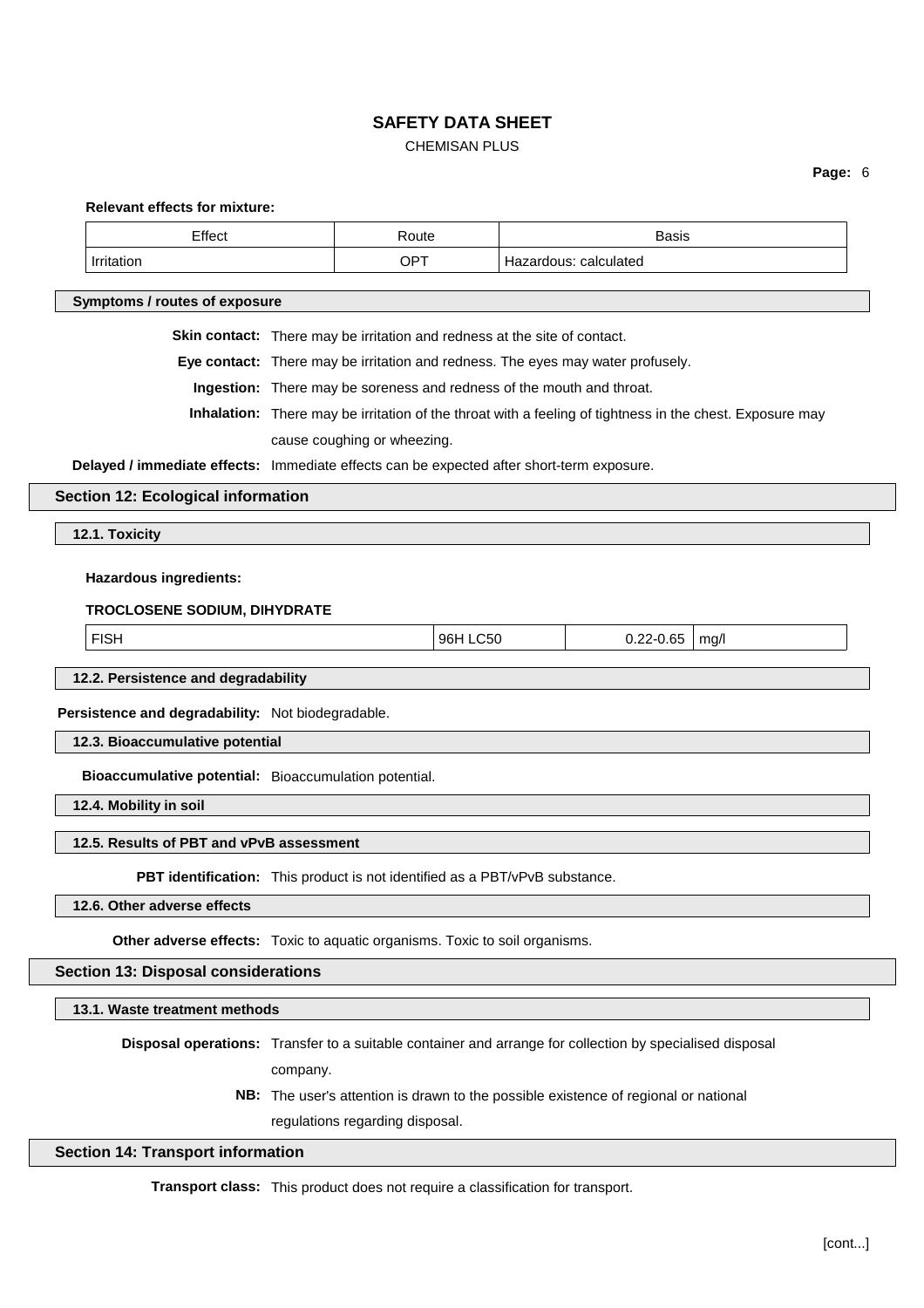**Relevant effects for mixture:**

| Effect | Route | Basis |
| --- | --- | --- |
| Irritation | OPT | Hazardous: calculated |

### Symptoms / routes of exposure

**Skin contact:** There may be irritation and redness at the site of contact.

**Eye contact:** There may be irritation and redness. The eyes may water profusely.

**Ingestion:** There may be soreness and redness of the mouth and throat.

**Inhalation:** There may be irritation of the throat with a feeling of tightness in the chest. Exposure may cause coughing or wheezing.

**Delayed / immediate effects:** Immediate effects can be expected after short-term exposure.

## Section 12: Ecological information

### 12.1. Toxicity

**Hazardous ingredients:**

**TROCLOSENE SODIUM, DIHYDRATE**

| FISH | 96H LC50 | 0.22-0.65 | mg/l |
| --- | --- | --- | --- |

### 12.2. Persistence and degradability

**Persistence and degradability:** Not biodegradable.

### 12.3. Bioaccumulative potential

**Bioaccumulative potential:** Bioaccumulation potential.

### 12.4. Mobility in soil

### 12.5. Results of PBT and vPvB assessment

**PBT identification:** This product is not identified as a PBT/vPvB substance.

### 12.6. Other adverse effects

**Other adverse effects:** Toxic to aquatic organisms. Toxic to soil organisms.

## Section 13: Disposal considerations

### 13.1. Waste treatment methods

**Disposal operations:** Transfer to a suitable container and arrange for collection by specialised disposal company.

**NB:** The user's attention is drawn to the possible existence of regional or national regulations regarding disposal.

## Section 14: Transport information

**Transport class:** This product does not require a classification for transport.

[cont...]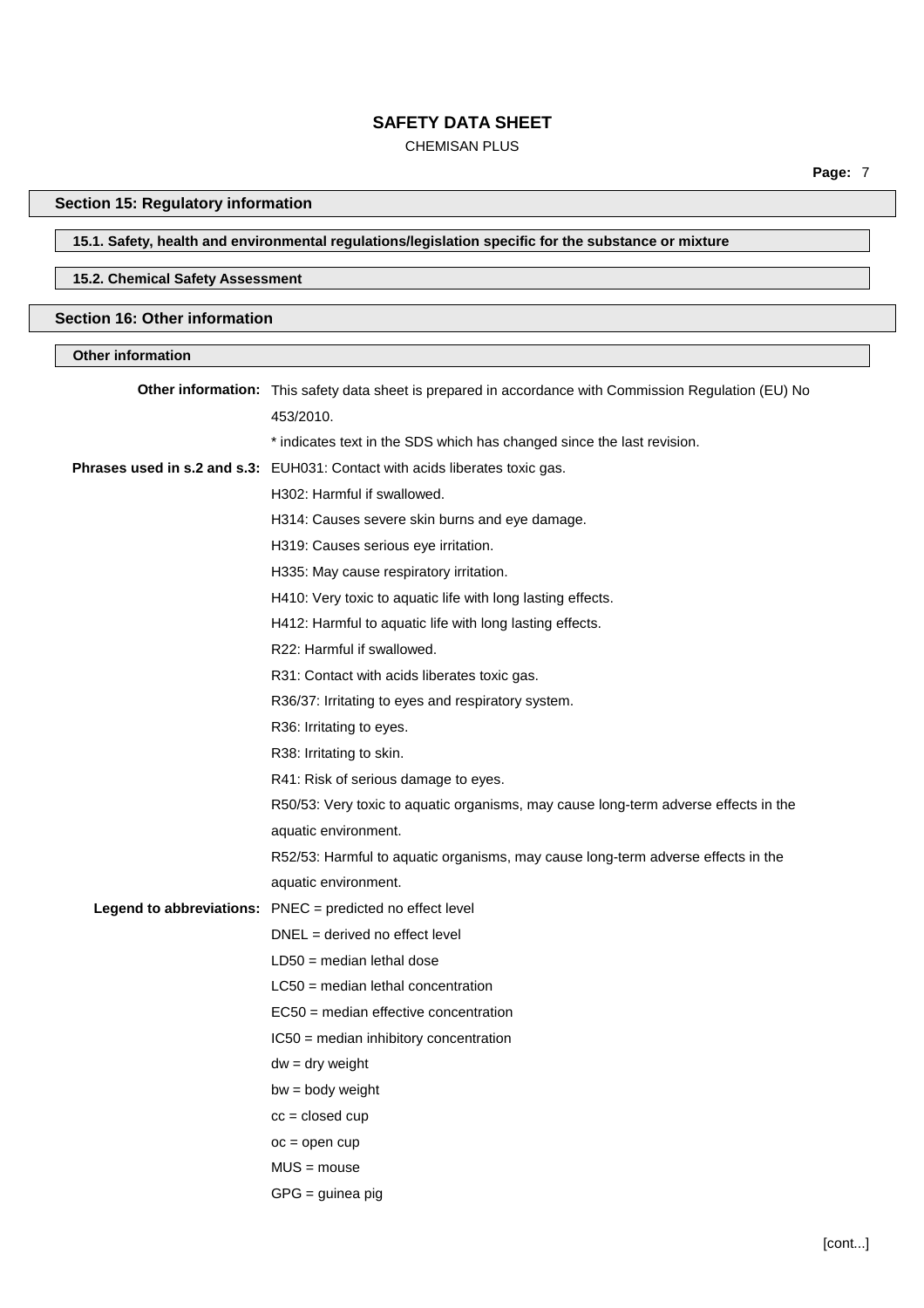# SAFETY DATA SHEET

CHEMISAN PLUS

## Section 15: Regulatory information

### 15.1. Safety, health and environmental regulations/legislation specific for the substance or mixture

### 15.2. Chemical Safety Assessment

## Section 16: Other information

### Other information

**Other information:** This safety data sheet is prepared in accordance with Commission Regulation (EU) No 453/2010.

* indicates text in the SDS which has changed since the last revision.

**Phrases used in s.2 and s.3:** EUH031: Contact with acids liberates toxic gas.

H302: Harmful if swallowed.

H314: Causes severe skin burns and eye damage.

H319: Causes serious eye irritation.

H335: May cause respiratory irritation.

H410: Very toxic to aquatic life with long lasting effects.

H412: Harmful to aquatic life with long lasting effects.

R22: Harmful if swallowed.

R31: Contact with acids liberates toxic gas.

R36/37: Irritating to eyes and respiratory system.

R36: Irritating to eyes.

R38: Irritating to skin.

R41: Risk of serious damage to eyes.

R50/53: Very toxic to aquatic organisms, may cause long-term adverse effects in the aquatic environment.

R52/53: Harmful to aquatic organisms, may cause long-term adverse effects in the aquatic environment.

**Legend to abbreviations:** PNEC = predicted no effect level

DNEL = derived no effect level

LD50 = median lethal dose

LC50 = median lethal concentration

EC50 = median effective concentration

IC50 = median inhibitory concentration

dw = dry weight

bw = body weight

cc = closed cup

oc = open cup

MUS = mouse

GPG = guinea pig

[cont...]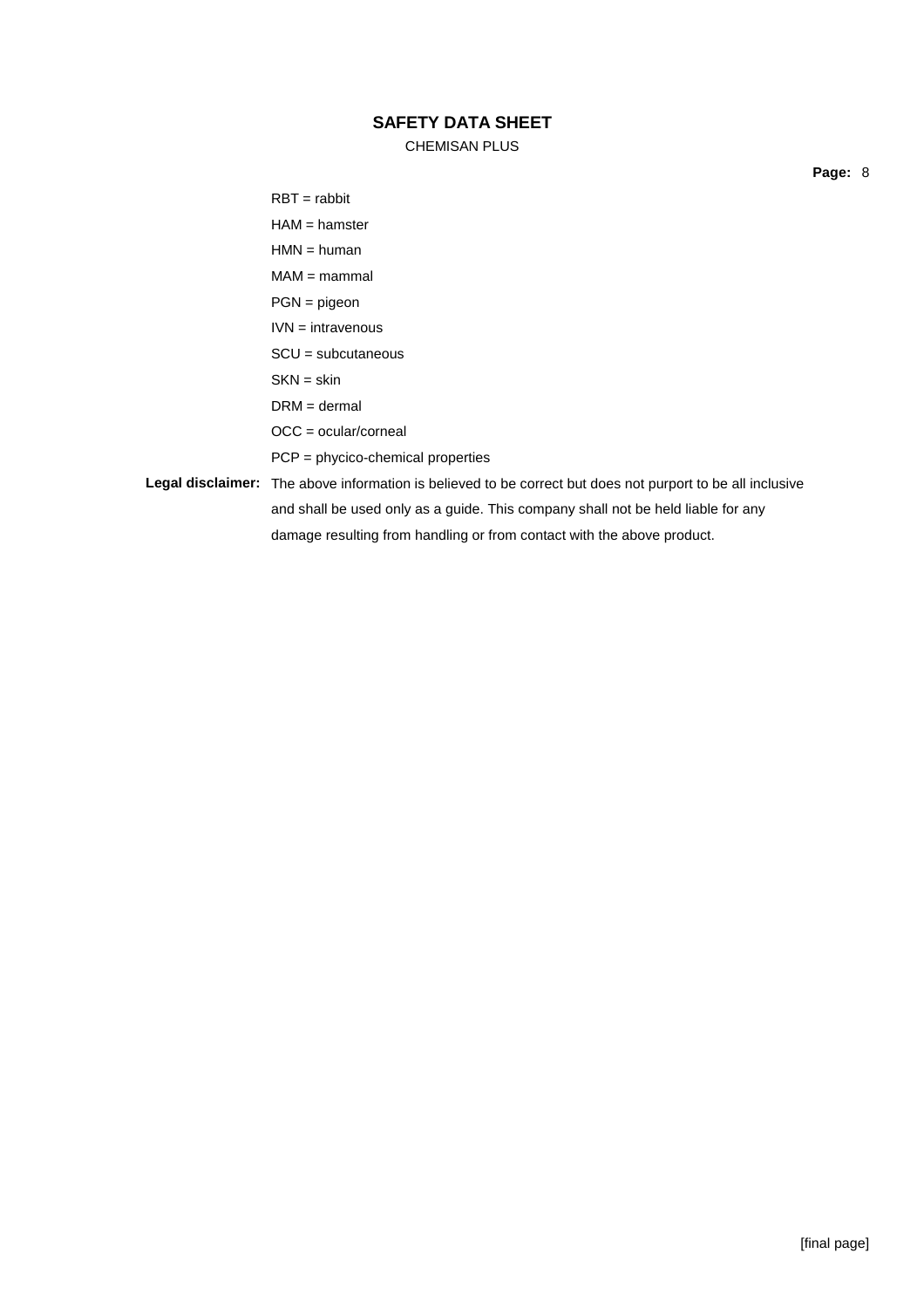RBT = rabbit

HAM = hamster

HMN = human

MAM = mammal

PGN = pigeon

IVN = intravenous

SCU = subcutaneous

SKN = skin

DRM = dermal

OCC = ocular/corneal

PCP = phycico-chemical properties

**Legal disclaimer:** The above information is believed to be correct but does not purport to be all inclusive and shall be used only as a guide. This company shall not be held liable for any damage resulting from handling or from contact with the above product.

[final page]